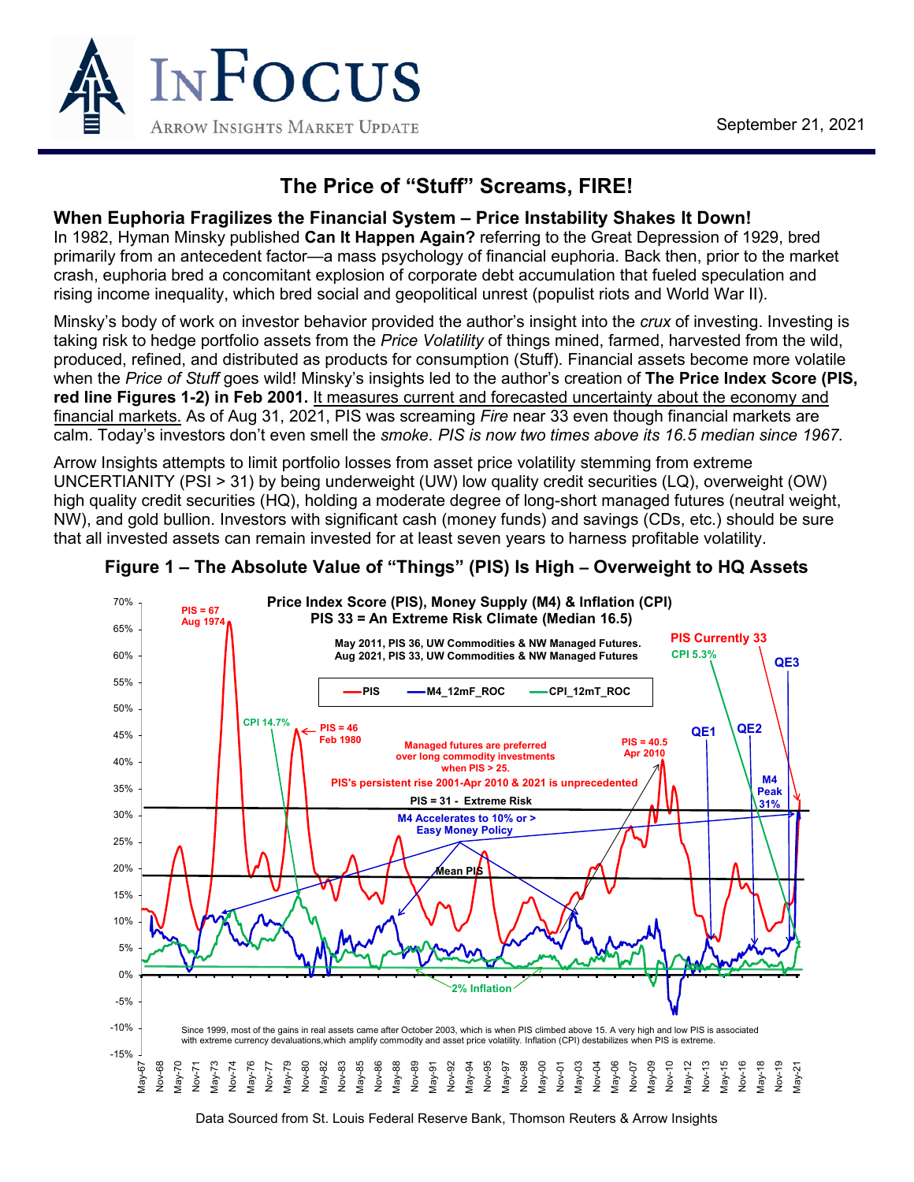# InFocus

Arrow Insights Market Update

September 21, 2021

## The Price of "Stuff" Screams, FIRE!

### When Euphoria Fragilizes the Financial System – Price Instability Shakes It Down!

In 1982, Hyman Minsky published **Can It Happen Again?** referring to the Great Depression of 1929, bred primarily from an antecedent factor—a mass psychology of financial euphoria. Back then, prior to the market crash, euphoria bred a concomitant explosion of corporate debt accumulation that fueled speculation and rising income inequality, which bred social and geopolitical unrest (populist riots and World War II).

Minsky's body of work on investor behavior provided the author's insight into the *crux* of investing. Investing is taking risk to hedge portfolio assets from the *Price Volatility* of things mined, farmed, harvested from the wild, produced, refined, and distributed as products for consumption (Stuff). Financial assets become more volatile when the *Price of Stuff* goes wild! Minsky's insights led to the author's creation of **The Price Index Score (PIS, red line Figures 1-2) in Feb 2001.** <u>It measures current and forecasted uncertainty about the economy and financial markets.</u> As of Aug 31, 2021, PIS was screaming *Fire* near 33 even though financial markets are calm. Today's investors don't even smell the *smoke. PIS is now two times above its 16.5 median since 1967.*

Arrow Insights attempts to limit portfolio losses from asset price volatility stemming from extreme UNCERTIANITY (PSI > 31) by being underweight (UW) low quality credit securities (LQ), overweight (OW) high quality credit securities (HQ), holding a moderate degree of long-short managed futures (neutral weight, NW), and gold bullion. Investors with significant cash (money funds) and savings (CDs, etc.) should be sure that all invested assets can remain invested for at least seven years to harness profitable volatility.

### Figure 1 – The Absolute Value of "Things" (PIS) Is High – Overweight to HQ Assets

**Price Index Score (PIS), Money Supply (M4) & Inflation (CPI)**
**PIS 33 = An Extreme Risk Climate (Median 16.5)**

Legend: PIS; M4_12mF_ROC; CPI_12mT_ROC

Chart annotations:
- PIS = 67 Aug 1974
- May 2011, PIS 36, UW Commodities & NW Managed Futures.
- Aug 2021, PIS 33, UW Commodities & NW Managed Futures
- PIS Currently 33
- CPI 5.3%
- QE3
- CPI 14.7%
- PIS = 46 Feb 1980
- Managed futures are preferred over long commodity investments when PIS > 25.
- PIS = 40.5 Apr 2010
- QE1
- QE2
- PIS's persistent rise 2001-Apr 2010 & 2021 is unprecedented
- M4 Peak 31%
- PIS = 31 - Extreme Risk
- M4 Accelerates to 10% or > Easy Money Policy
- Mean PIS
- 2% Inflation

Since 1999, most of the gains in real assets came after October 2003, which is when PIS climbed above 15. A very high and low PIS is associated with extreme currency devaluations,which amplify commodity and asset price volatility. Inflation (CPI) destabilizes when PIS is extreme.

Data Sourced from St. Louis Federal Reserve Bank, Thomson Reuters & Arrow Insights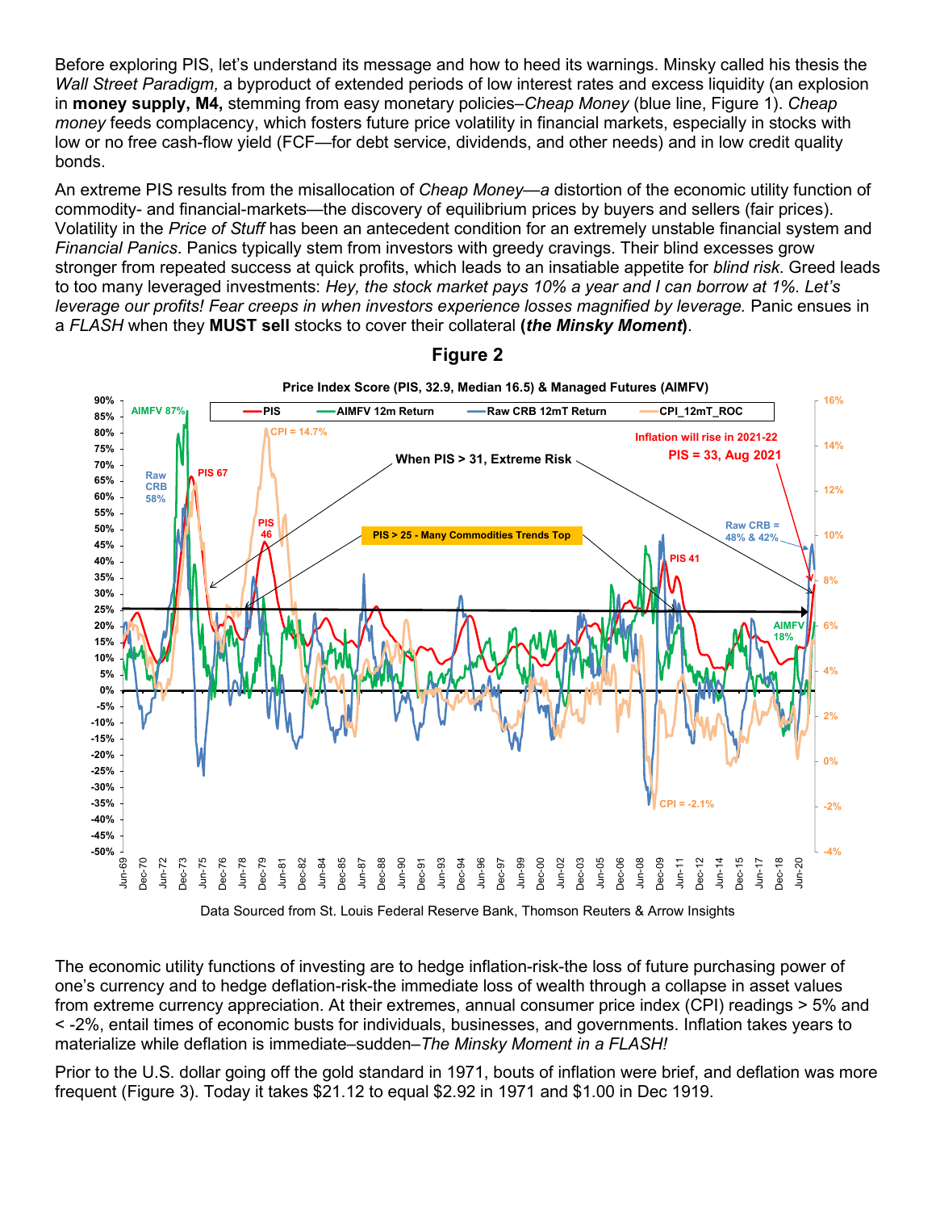Before exploring PIS, let's understand its message and how to heed its warnings. Minsky called his thesis the *Wall Street Paradigm,* a byproduct of extended periods of low interest rates and excess liquidity (an explosion in **money supply, M4,** stemming from easy monetary policies–*Cheap Money* (blue line, Figure 1). *Cheap money* feeds complacency, which fosters future price volatility in financial markets, especially in stocks with low or no free cash-flow yield (FCF—for debt service, dividends, and other needs) and in low credit quality bonds.

An extreme PIS results from the misallocation of *Cheap Money—a* distortion of the economic utility function of commodity- and financial-markets—the discovery of equilibrium prices by buyers and sellers (fair prices). Volatility in the *Price of Stuff* has been an antecedent condition for an extremely unstable financial system and *Financial Panics*. Panics typically stem from investors with greedy cravings. Their blind excesses grow stronger from repeated success at quick profits, which leads to an insatiable appetite for *blind risk*. Greed leads to too many leveraged investments: *Hey, the stock market pays 10% a year and I can borrow at 1%. Let's leverage our profits! Fear creeps in when investors experience losses magnified by leverage.* Panic ensues in a *FLASH* when they **MUST sell** stocks to cover their collateral **(*the Minsky Moment*)**.

## Figure 2

Price Index Score (PIS, 32.9, Median 16.5) & Managed Futures (AIMFV)

Data Sourced from St. Louis Federal Reserve Bank, Thomson Reuters & Arrow Insights

The economic utility functions of investing are to hedge inflation-risk-the loss of future purchasing power of one's currency and to hedge deflation-risk-the immediate loss of wealth through a collapse in asset values from extreme currency appreciation. At their extremes, annual consumer price index (CPI) readings > 5% and < -2%, entail times of economic busts for individuals, businesses, and governments. Inflation takes years to materialize while deflation is immediate–sudden–*The Minsky Moment in a FLASH!*

Prior to the U.S. dollar going off the gold standard in 1971, bouts of inflation were brief, and deflation was more frequent (Figure 3). Today it takes $21.12 to equal $2.92 in 1971 and $1.00 in Dec 1919.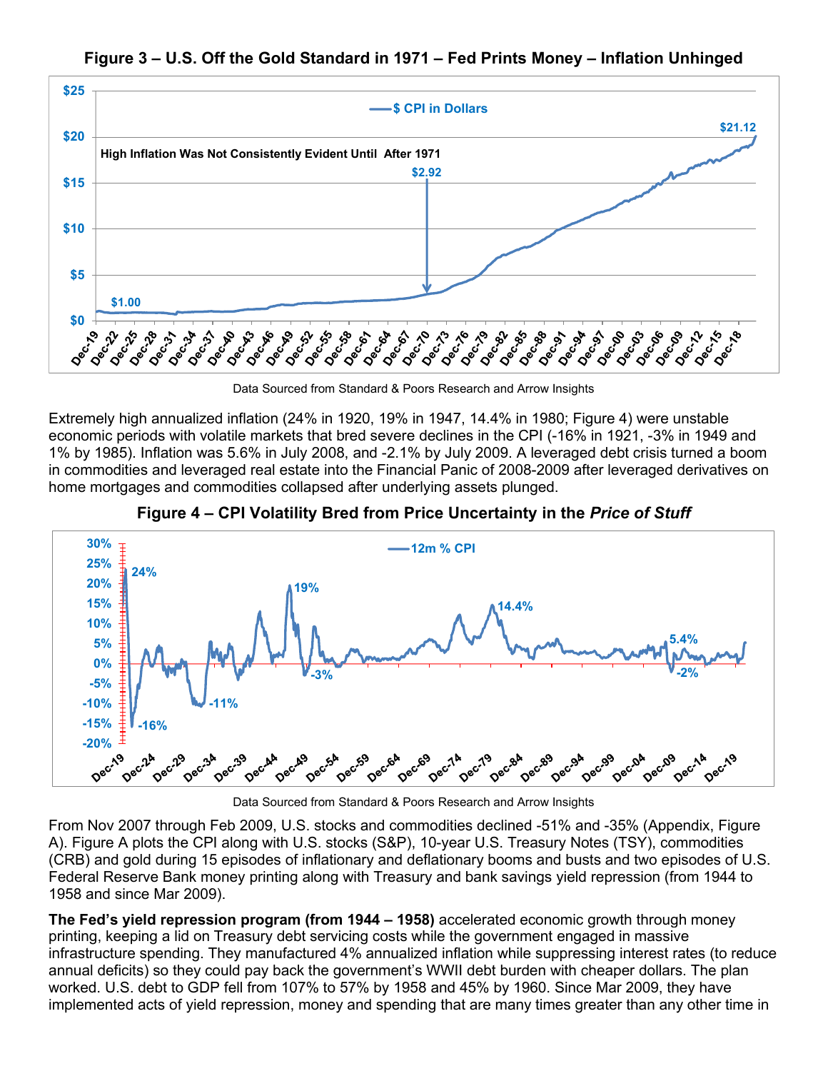**Figure 3 – U.S. Off the Gold Standard in 1971 – Fed Prints Money – Inflation Unhinged**

Data Sourced from Standard & Poors Research and Arrow Insights

Extremely high annualized inflation (24% in 1920, 19% in 1947, 14.4% in 1980; Figure 4) were unstable economic periods with volatile markets that bred severe declines in the CPI (-16% in 1921, -3% in 1949 and 1% by 1985). Inflation was 5.6% in July 2008, and -2.1% by July 2009. A leveraged debt crisis turned a boom in commodities and leveraged real estate into the Financial Panic of 2008-2009 after leveraged derivatives on home mortgages and commodities collapsed after underlying assets plunged.

**Figure 4 – CPI Volatility Bred from Price Uncertainty in the *Price of Stuff***

Data Sourced from Standard & Poors Research and Arrow Insights

From Nov 2007 through Feb 2009, U.S. stocks and commodities declined -51% and -35% (Appendix, Figure A). Figure A plots the CPI along with U.S. stocks (S&P), 10-year U.S. Treasury Notes (TSY), commodities (CRB) and gold during 15 episodes of inflationary and deflationary booms and busts and two episodes of U.S. Federal Reserve Bank money printing along with Treasury and bank savings yield repression (from 1944 to 1958 and since Mar 2009).

**The Fed's yield repression program (from 1944 – 1958)** accelerated economic growth through money printing, keeping a lid on Treasury debt servicing costs while the government engaged in massive infrastructure spending. They manufactured 4% annualized inflation while suppressing interest rates (to reduce annual deficits) so they could pay back the government's WWII debt burden with cheaper dollars. The plan worked. U.S. debt to GDP fell from 107% to 57% by 1958 and 45% by 1960. Since Mar 2009, they have implemented acts of yield repression, money and spending that are many times greater than any other time in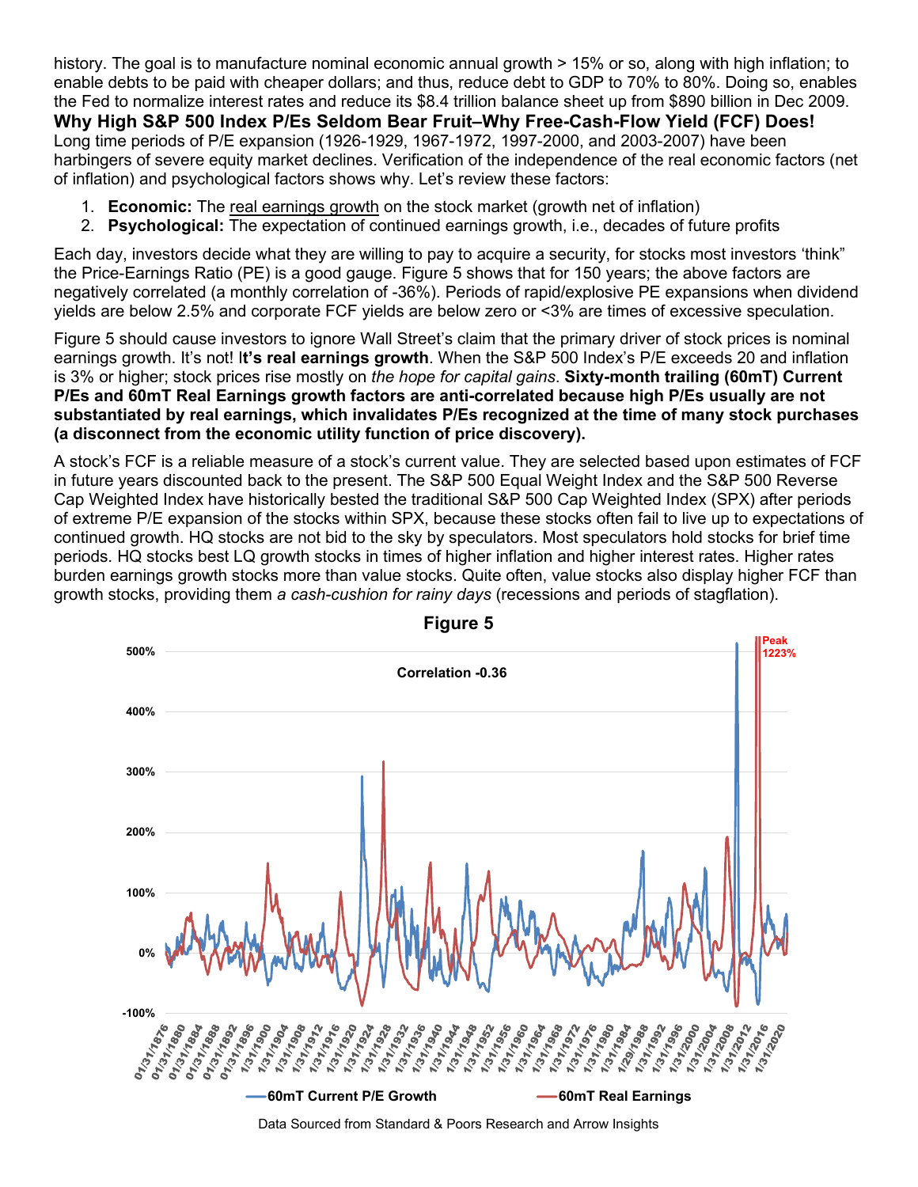history. The goal is to manufacture nominal economic annual growth > 15% or so, along with high inflation; to enable debts to be paid with cheaper dollars; and thus, reduce debt to GDP to 70% to 80%. Doing so, enables the Fed to normalize interest rates and reduce its $8.4 trillion balance sheet up from $890 billion in Dec 2009.

**Why High S&P 500 Index P/Es Seldom Bear Fruit–Why Free-Cash-Flow Yield (FCF) Does!**

Long time periods of P/E expansion (1926-1929, 1967-1972, 1997-2000, and 2003-2007) have been harbingers of severe equity market declines. Verification of the independence of the real economic factors (net of inflation) and psychological factors shows why. Let's review these factors:

1. **Economic:** The real earnings growth on the stock market (growth net of inflation)
2. **Psychological:** The expectation of continued earnings growth, i.e., decades of future profits

Each day, investors decide what they are willing to pay to acquire a security, for stocks most investors 'think" the Price-Earnings Ratio (PE) is a good gauge. Figure 5 shows that for 150 years; the above factors are negatively correlated (a monthly correlation of -36%). Periods of rapid/explosive PE expansions when dividend yields are below 2.5% and corporate FCF yields are below zero or <3% are times of excessive speculation.

Figure 5 should cause investors to ignore Wall Street's claim that the primary driver of stock prices is nominal earnings growth. It's not! I**t's real earnings growth**. When the S&P 500 Index's P/E exceeds 20 and inflation is 3% or higher; stock prices rise mostly on *the hope for capital gains*. **Sixty-month trailing (60mT) Current P/Es and 60mT Real Earnings growth factors are anti-correlated because high P/Es usually are not substantiated by real earnings, which invalidates P/Es recognized at the time of many stock purchases (a disconnect from the economic utility function of price discovery).**

A stock's FCF is a reliable measure of a stock's current value. They are selected based upon estimates of FCF in future years discounted back to the present. The S&P 500 Equal Weight Index and the S&P 500 Reverse Cap Weighted Index have historically bested the traditional S&P 500 Cap Weighted Index (SPX) after periods of extreme P/E expansion of the stocks within SPX, because these stocks often fail to live up to expectations of continued growth. HQ stocks are not bid to the sky by speculators. Most speculators hold stocks for brief time periods. HQ stocks best LQ growth stocks in times of higher inflation and higher interest rates. Higher rates burden earnings growth stocks more than value stocks. Quite often, value stocks also display higher FCF than growth stocks, providing them *a cash-cushion for rainy days* (recessions and periods of stagflation).

**Figure 5**

Data Sourced from Standard & Poors Research and Arrow Insights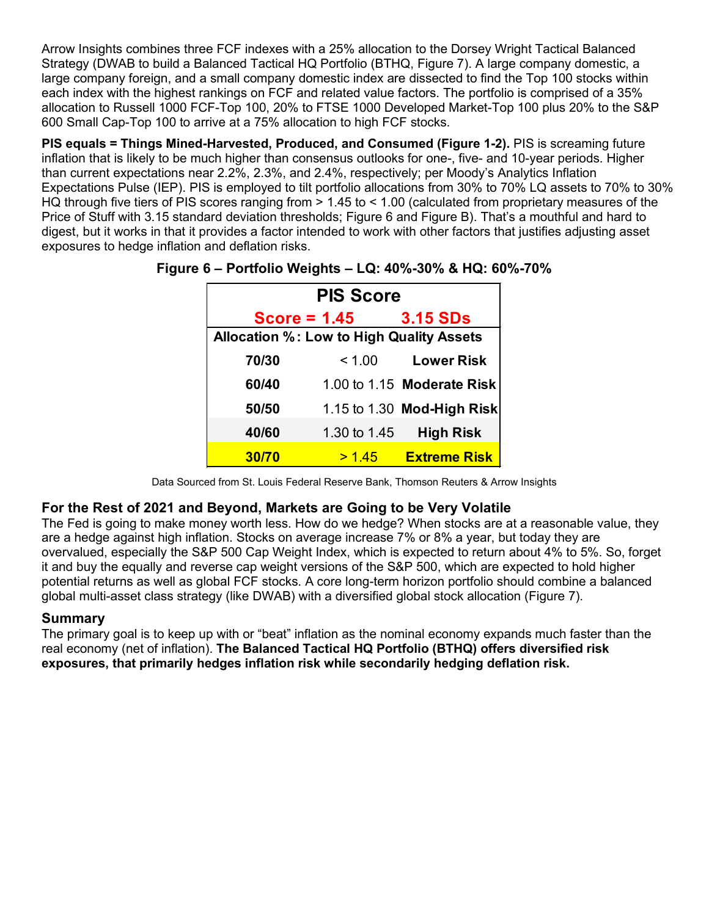Arrow Insights combines three FCF indexes with a 25% allocation to the Dorsey Wright Tactical Balanced Strategy (DWAB to build a Balanced Tactical HQ Portfolio (BTHQ, Figure 7). A large company domestic, a large company foreign, and a small company domestic index are dissected to find the Top 100 stocks within each index with the highest rankings on FCF and related value factors. The portfolio is comprised of a 35% allocation to Russell 1000 FCF-Top 100, 20% to FTSE 1000 Developed Market-Top 100 plus 20% to the S&P 600 Small Cap-Top 100 to arrive at a 75% allocation to high FCF stocks.

**PIS equals = Things Mined-Harvested, Produced, and Consumed (Figure 1-2).** PIS is screaming future inflation that is likely to be much higher than consensus outlooks for one-, five- and 10-year periods. Higher than current expectations near 2.2%, 2.3%, and 2.4%, respectively; per Moody's Analytics Inflation Expectations Pulse (IEP). PIS is employed to tilt portfolio allocations from 30% to 70% LQ assets to 70% to 30% HQ through five tiers of PIS scores ranging from > 1.45 to < 1.00 (calculated from proprietary measures of the Price of Stuff with 3.15 standard deviation thresholds; Figure 6 and Figure B). That's a mouthful and hard to digest, but it works in that it provides a factor intended to work with other factors that justifies adjusting asset exposures to hedge inflation and deflation risks.

**Figure 6 – Portfolio Weights – LQ: 40%-30% & HQ: 60%-70%**

| PIS Score | | |
|---|---|---|
| **Score = 1.45** | | **3.15 SDs** |
| **Allocation %: Low to High Quality Assets** | | |
| **70/30** | < 1.00 | **Lower Risk** |
| **60/40** | 1.00 to 1.15 | **Moderate Risk** |
| **50/50** | 1.15 to 1.30 | **Mod-High Risk** |
| **40/60** | 1.30 to 1.45 | **High Risk** |
| **30/70** | > 1.45 | **Extreme Risk** |

Data Sourced from St. Louis Federal Reserve Bank, Thomson Reuters & Arrow Insights

### For the Rest of 2021 and Beyond, Markets are Going to be Very Volatile

The Fed is going to make money worth less. How do we hedge? When stocks are at a reasonable value, they are a hedge against high inflation. Stocks on average increase 7% or 8% a year, but today they are overvalued, especially the S&P 500 Cap Weight Index, which is expected to return about 4% to 5%. So, forget it and buy the equally and reverse cap weight versions of the S&P 500, which are expected to hold higher potential returns as well as global FCF stocks. A core long-term horizon portfolio should combine a balanced global multi-asset class strategy (like DWAB) with a diversified global stock allocation (Figure 7).

### Summary

The primary goal is to keep up with or "beat" inflation as the nominal economy expands much faster than the real economy (net of inflation). **The Balanced Tactical HQ Portfolio (BTHQ) offers diversified risk exposures, that primarily hedges inflation risk while secondarily hedging deflation risk.**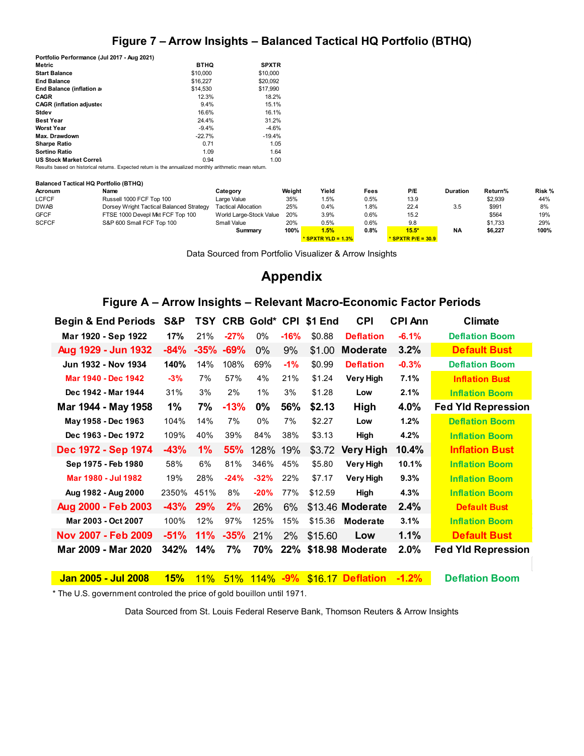## Figure 7 – Arrow Insights – Balanced Tactical HQ Portfolio (BTHQ)

**Portfolio Performance (Jul 2017 - Aug 2021)**

| Metric | BTHQ | SPXTR |
|---|---|---|
| Start Balance | $10,000 | $10,000 |
| End Balance | $16,227 | $20,092 |
| End Balance (inflation a | $14,530 | $17,990 |
| CAGR | 12.3% | 18.2% |
| CAGR (inflation adjustec | 9.4% | 15.1% |
| Stdev | 16.6% | 16.1% |
| Best Year | 24.4% | 31.2% |
| Worst Year | -9.4% | -4.6% |
| Max. Drawdown | -22.7% | -19.4% |
| Sharpe Ratio | 0.71 | 1.05 |
| Sortino Ratio | 1.09 | 1.64 |
| US Stock Market Correl | 0.94 | 1.00 |

Results based on historical returns. Expected return is the annualized monthly arithmetic mean return.

**Balanced Tactical HQ Portfolio (BTHQ)**

| Acronum | Name | Category | Weight | Yield | Fees | P/E | Duration | Return% | Risk % |
|---|---|---|---|---|---|---|---|---|---|
| LCFCF | Russell 1000 FCF Top 100 | Large Value | 35% | 1.5% | 0.5% | 13.9 | | $2,939 | 44% |
| DWAB | Dorsey Wright Tactical Balanced Strategy | Tactical Allocation | 25% | 0.4% | 1.8% | 22.4 | 3.5 | $991 | 8% |
| GFCF | FTSE 1000 Develpl Mkt FCF Top 100 | World Large-Stock Value | 20% | 3.9% | 0.6% | 15.2 | | $564 | 19% |
| SCFCF | S&P 600 Small FCF Top 100 | Small Value | 20% | 0.5% | 0.6% | 9.8 | | $1,733 | 29% |
| | | **Summary** | **100%** | **1.5%** | **0.8%** | **15.5*** | **NA** | **$6,227** | **100%** |
| | | | | * SPXTR YLD = 1.3% | | * SPXTR P/E = 30.9 | | | |

Data Sourced from Portfolio Visualizer & Arrow Insights

# Appendix

## Figure A – Arrow Insights – Relevant Macro-Economic Factor Periods

| Begin & End Periods | S&P | TSY | CRB | Gold* | CPI | $1 End | CPI | CPI Ann | Climate |
|---|---|---|---|---|---|---|---|---|---|
| Mar 1920 - Sep 1922 | 17% | 21% | -27% | 0% | -16% | $0.88 | Deflation | -6.1% | Deflation Boom |
| Aug 1929 - Jun 1932 | -84% | -35% | -69% | 0% | 9% | $1.00 | Moderate | 3.2% | Default Bust |
| Jun 1932 - Nov 1934 | 140% | 14% | 108% | 69% | -1% | $0.99 | Deflation | -0.3% | Deflation Boom |
| Mar 1940 - Dec 1942 | -3% | 7% | 57% | 4% | 21% | $1.24 | Very High | 7.1% | Inflation Bust |
| Dec 1942 - Mar 1944 | 31% | 3% | 2% | 1% | 3% | $1.28 | Low | 2.1% | Inflation Boom |
| Mar 1944 - May 1958 | 1% | 7% | -13% | 0% | 56% | $2.13 | High | 4.0% | Fed Yld Repression |
| May 1958 - Dec 1963 | 104% | 14% | 7% | 0% | 7% | $2.27 | Low | 1.2% | Deflation Boom |
| Dec 1963 - Dec 1972 | 109% | 40% | 39% | 84% | 38% | $3.13 | High | 4.2% | Inflation Boom |
| Dec 1972 - Sep 1974 | -43% | 1% | 55% | 128% | 19% | $3.72 | Very High | 10.4% | Inflation Bust |
| Sep 1975 - Feb 1980 | 58% | 6% | 81% | 346% | 45% | $5.80 | Very High | 10.1% | Inflation Boom |
| Mar 1980 - Jul 1982 | 19% | 28% | -24% | -32% | 22% | $7.17 | Very High | 9.3% | Inflation Boom |
| Aug 1982 - Aug 2000 | 2350% | 451% | 8% | -20% | 77% | $12.59 | High | 4.3% | Inflation Boom |
| Aug 2000 - Feb 2003 | -43% | 29% | 2% | 26% | 6% | $13.46 | Moderate | 2.4% | Default Bust |
| Mar 2003 - Oct 2007 | 100% | 12% | 97% | 125% | 15% | $15.36 | Moderate | 3.1% | Inflation Boom |
| Nov 2007 - Feb 2009 | -51% | 11% | -35% | 21% | 2% | $15.60 | Low | 1.1% | Default Bust |
| Mar 2009 - Mar 2020 | 342% | 14% | 7% | 70% | 22% | $18.98 | Moderate | 2.0% | Fed Yld Repression |
| | | | | | | | | | |
| Jan 2005 - Jul 2008 | 15% | 11% | 51% | 114% | -9% | $16.17 | Deflation | -1.2% | Deflation Boom |

\* The U.S. government controled the price of gold bouillon until 1971.

Data Sourced from St. Louis Federal Reserve Bank, Thomson Reuters & Arrow Insights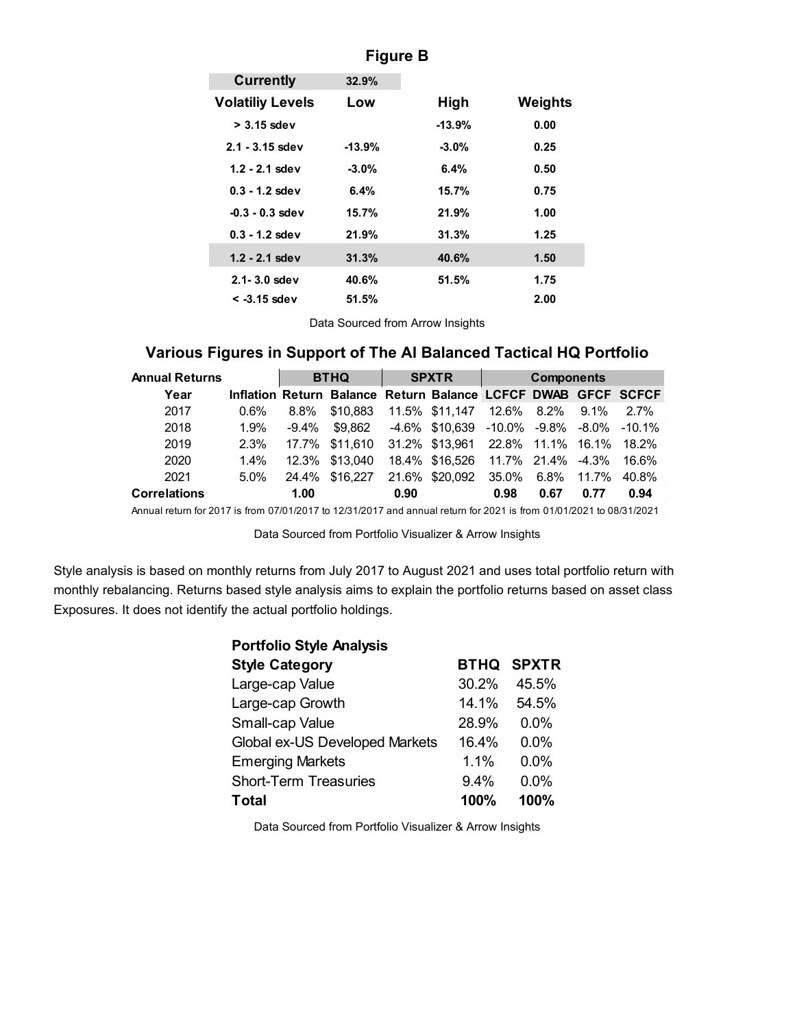## Figure B

| Currently | 32.9% | | |
|---|---|---|---|
| **Volatiliy Levels** | **Low** | **High** | **Weights** |
| > 3.15 sdev | | -13.9% | 0.00 |
| 2.1 - 3.15 sdev | -13.9% | -3.0% | 0.25 |
| 1.2 - 2.1 sdev | -3.0% | 6.4% | 0.50 |
| 0.3 - 1.2 sdev | 6.4% | 15.7% | 0.75 |
| -0.3 - 0.3 sdev | 15.7% | 21.9% | 1.00 |
| 0.3 - 1.2 sdev | 21.9% | 31.3% | 1.25 |
| 1.2 - 2.1 sdev | 31.3% | 40.6% | 1.50 |
| 2.1- 3.0 sdev | 40.6% | 51.5% | 1.75 |
| < -3.15 sdev | 51.5% | | 2.00 |

Data Sourced from Arrow Insights

## Various Figures in Support of The AI Balanced Tactical HQ Portfolio

| Annual Returns | | BTHQ | | SPXTR | | Components | | | |
|---|---|---|---|---|---|---|---|---|---|
| Year | Inflation | Return | Balance | Return | Balance | LCFCF | DWAB | GFCF | SCFCF |
| 2017 | 0.6% | 8.8% | $10,883 | 11.5% | $11,147 | 12.6% | 8.2% | 9.1% | 2.7% |
| 2018 | 1.9% | -9.4% | $9,862 | -4.6% | $10,639 | -10.0% | -9.8% | -8.0% | -10.1% |
| 2019 | 2.3% | 17.7% | $11,610 | 31.2% | $13,961 | 22.8% | 11.1% | 16.1% | 18.2% |
| 2020 | 1.4% | 12.3% | $13,040 | 18.4% | $16,526 | 11.7% | 21.4% | -4.3% | 16.6% |
| 2021 | 5.0% | 24.4% | $16,227 | 21.6% | $20,092 | 35.0% | 6.8% | 11.7% | 40.8% |
| **Correlations** | | **1.00** | | **0.90** | | **0.98** | **0.67** | **0.77** | **0.94** |

Annual return for 2017 is from 07/01/2017 to 12/31/2017 and annual return for 2021 is from 01/01/2021 to 08/31/2021

Data Sourced from Portfolio Visualizer & Arrow Insights

Style analysis is based on monthly returns from July 2017 to August 2021 and uses total portfolio return with monthly rebalancing. Returns based style analysis aims to explain the portfolio returns based on asset class Exposures. It does not identify the actual portfolio holdings.

**Portfolio Style Analysis**

| Style Category | BTHQ | SPXTR |
|---|---|---|
| Large-cap Value | 30.2% | 45.5% |
| Large-cap Growth | 14.1% | 54.5% |
| Small-cap Value | 28.9% | 0.0% |
| Global ex-US Developed Markets | 16.4% | 0.0% |
| Emerging Markets | 1.1% | 0.0% |
| Short-Term Treasuries | 9.4% | 0.0% |
| **Total** | **100%** | **100%** |

Data Sourced from Portfolio Visualizer & Arrow Insights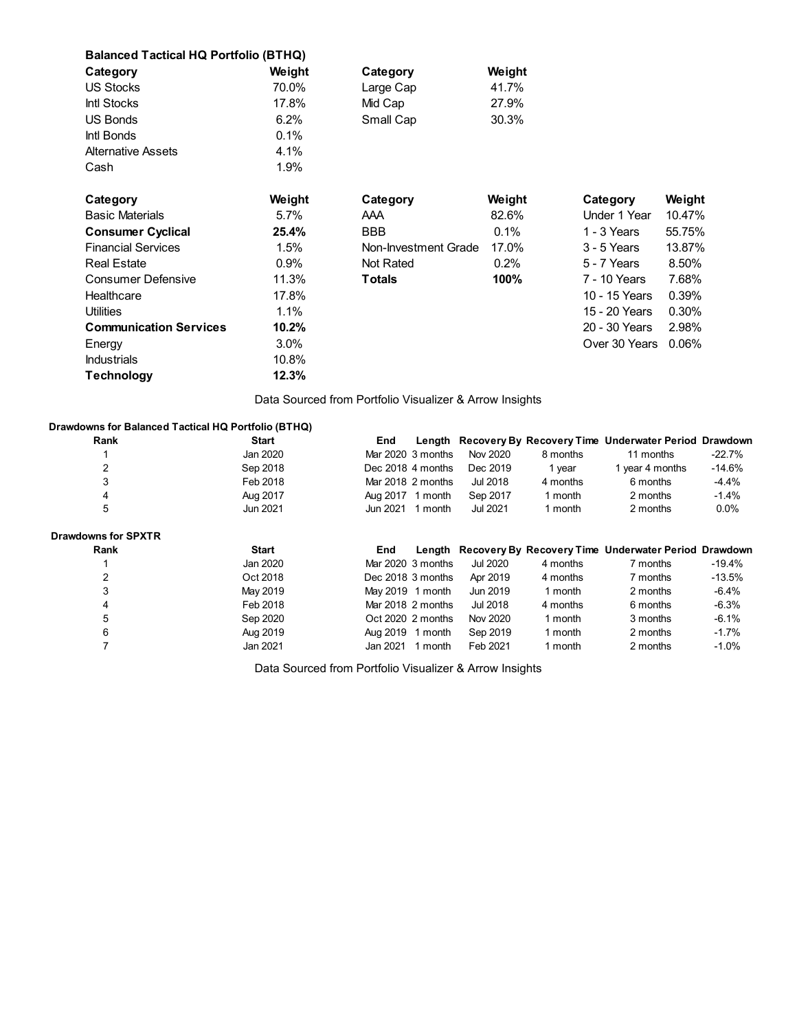**Balanced Tactical HQ Portfolio (BTHQ)**

| Category | Weight |
|---|---|
| US Stocks | 70.0% |
| Intl Stocks | 17.8% |
| US Bonds | 6.2% |
| Intl Bonds | 0.1% |
| Alternative Assets | 4.1% |
| Cash | 1.9% |

| Category | Weight |
|---|---|
| Large Cap | 41.7% |
| Mid Cap | 27.9% |
| Small Cap | 30.3% |

| Category | Weight |
|---|---|
| Basic Materials | 5.7% |
| **Consumer Cyclical** | **25.4%** |
| Financial Services | 1.5% |
| Real Estate | 0.9% |
| Consumer Defensive | 11.3% |
| Healthcare | 17.8% |
| Utilities | 1.1% |
| **Communication Services** | **10.2%** |
| Energy | 3.0% |
| Industrials | 10.8% |
| **Technology** | **12.3%** |

| Category | Weight |
|---|---|
| AAA | 82.6% |
| BBB | 0.1% |
| Non-Investment Grade | 17.0% |
| Not Rated | 0.2% |
| **Totals** | **100%** |

| Category | Weight |
|---|---|
| Under 1 Year | 10.47% |
| 1 - 3 Years | 55.75% |
| 3 - 5 Years | 13.87% |
| 5 - 7 Years | 8.50% |
| 7 - 10 Years | 7.68% |
| 10 - 15 Years | 0.39% |
| 15 - 20 Years | 0.30% |
| 20 - 30 Years | 2.98% |
| Over 30 Years | 0.06% |

Data Sourced from Portfolio Visualizer & Arrow Insights

**Drawdowns for Balanced Tactical HQ Portfolio (BTHQ)**

| Rank | Start | End | Length | Recovery By | Recovery Time | Underwater Period | Drawdown |
|---|---|---|---|---|---|---|---|
| 1 | Jan 2020 | Mar 2020 | 3 months | Nov 2020 | 8 months | 11 months | -22.7% |
| 2 | Sep 2018 | Dec 2018 | 4 months | Dec 2019 | 1 year | 1 year 4 months | -14.6% |
| 3 | Feb 2018 | Mar 2018 | 2 months | Jul 2018 | 4 months | 6 months | -4.4% |
| 4 | Aug 2017 | Aug 2017 | 1 month | Sep 2017 | 1 month | 2 months | -1.4% |
| 5 | Jun 2021 | Jun 2021 | 1 month | Jul 2021 | 1 month | 2 months | 0.0% |

**Drawdowns for SPXTR**

| Rank | Start | End | Length | Recovery By | Recovery Time | Underwater Period | Drawdown |
|---|---|---|---|---|---|---|---|
| 1 | Jan 2020 | Mar 2020 | 3 months | Jul 2020 | 4 months | 7 months | -19.4% |
| 2 | Oct 2018 | Dec 2018 | 3 months | Apr 2019 | 4 months | 7 months | -13.5% |
| 3 | May 2019 | May 2019 | 1 month | Jun 2019 | 1 month | 2 months | -6.4% |
| 4 | Feb 2018 | Mar 2018 | 2 months | Jul 2018 | 4 months | 6 months | -6.3% |
| 5 | Sep 2020 | Oct 2020 | 2 months | Nov 2020 | 1 month | 3 months | -6.1% |
| 6 | Aug 2019 | Aug 2019 | 1 month | Sep 2019 | 1 month | 2 months | -1.7% |
| 7 | Jan 2021 | Jan 2021 | 1 month | Feb 2021 | 1 month | 2 months | -1.0% |

Data Sourced from Portfolio Visualizer & Arrow Insights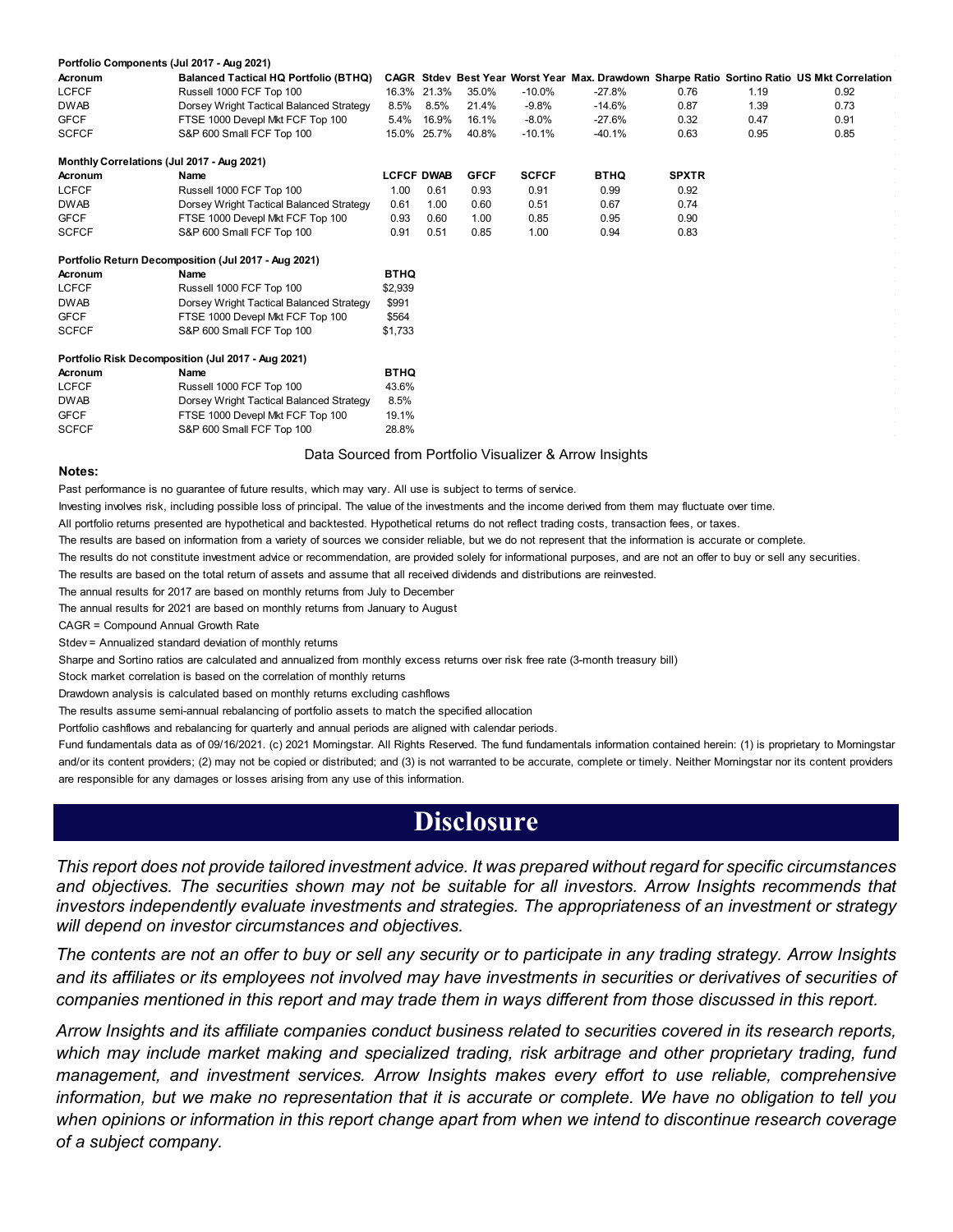**Portfolio Components (Jul 2017 - Aug 2021)**

| Acronum | Balanced Tactical HQ Portfolio (BTHQ) | CAGR | Stdev | Best Year | Worst Year | Max. Drawdown | Sharpe Ratio | Sortino Ratio | US Mkt Correlation |
|---|---|---|---|---|---|---|---|---|---|
| LCFCF | Russell 1000 FCF Top 100 | 16.3% | 21.3% | 35.0% | -10.0% | -27.8% | 0.76 | 1.19 | 0.92 |
| DWAB | Dorsey Wright Tactical Balanced Strategy | 8.5% | 8.5% | 21.4% | -9.8% | -14.6% | 0.87 | 1.39 | 0.73 |
| GFCF | FTSE 1000 Devepl Mkt FCF Top 100 | 5.4% | 16.9% | 16.1% | -8.0% | -27.6% | 0.32 | 0.47 | 0.91 |
| SCFCF | S&P 600 Small FCF Top 100 | 15.0% | 25.7% | 40.8% | -10.1% | -40.1% | 0.63 | 0.95 | 0.85 |

**Monthly Correlations (Jul 2017 - Aug 2021)**

| Acronum | Name | LCFCF | DWAB | GFCF | SCFCF | BTHQ | SPXTR |
|---|---|---|---|---|---|---|---|
| LCFCF | Russell 1000 FCF Top 100 | 1.00 | 0.61 | 0.93 | 0.91 | 0.99 | 0.92 |
| DWAB | Dorsey Wright Tactical Balanced Strategy | 0.61 | 1.00 | 0.60 | 0.51 | 0.67 | 0.74 |
| GFCF | FTSE 1000 Devepl Mkt FCF Top 100 | 0.93 | 0.60 | 1.00 | 0.85 | 0.95 | 0.90 |
| SCFCF | S&P 600 Small FCF Top 100 | 0.91 | 0.51 | 0.85 | 1.00 | 0.94 | 0.83 |

**Portfolio Return Decomposition (Jul 2017 - Aug 2021)**

| Acronum | Name | BTHQ |
|---|---|---|
| LCFCF | Russell 1000 FCF Top 100 | $2,939 |
| DWAB | Dorsey Wright Tactical Balanced Strategy | $991 |
| GFCF | FTSE 1000 Devepl Mkt FCF Top 100 | $564 |
| SCFCF | S&P 600 Small FCF Top 100 | $1,733 |

**Portfolio Risk Decomposition (Jul 2017 - Aug 2021)**

| Acronum | Name | BTHQ |
|---|---|---|
| LCFCF | Russell 1000 FCF Top 100 | 43.6% |
| DWAB | Dorsey Wright Tactical Balanced Strategy | 8.5% |
| GFCF | FTSE 1000 Devepl Mkt FCF Top 100 | 19.1% |
| SCFCF | S&P 600 Small FCF Top 100 | 28.8% |

Data Sourced from Portfolio Visualizer & Arrow Insights

**Notes:**

Past performance is no guarantee of future results, which may vary. All use is subject to terms of service.

Investing involves risk, including possible loss of principal. The value of the investments and the income derived from them may fluctuate over time.

All portfolio returns presented are hypothetical and backtested. Hypothetical returns do not reflect trading costs, transaction fees, or taxes.

The results are based on information from a variety of sources we consider reliable, but we do not represent that the information is accurate or complete.

The results do not constitute investment advice or recommendation, are provided solely for informational purposes, and are not an offer to buy or sell any securities.

The results are based on the total return of assets and assume that all received dividends and distributions are reinvested.

The annual results for 2017 are based on monthly returns from July to December

The annual results for 2021 are based on monthly returns from January to August

CAGR = Compound Annual Growth Rate

Stdev = Annualized standard deviation of monthly returns

Sharpe and Sortino ratios are calculated and annualized from monthly excess returns over risk free rate (3-month treasury bill)

Stock market correlation is based on the correlation of monthly returns

Drawdown analysis is calculated based on monthly returns excluding cashflows

The results assume semi-annual rebalancing of portfolio assets to match the specified allocation

Portfolio cashflows and rebalancing for quarterly and annual periods are aligned with calendar periods.

Fund fundamentals data as of 09/16/2021. (c) 2021 Morningstar. All Rights Reserved. The fund fundamentals information contained herein: (1) is proprietary to Morningstar and/or its content providers; (2) may not be copied or distributed; and (3) is not warranted to be accurate, complete or timely. Neither Morningstar nor its content providers are responsible for any damages or losses arising from any use of this information.

# Disclosure

*This report does not provide tailored investment advice. It was prepared without regard for specific circumstances and objectives. The securities shown may not be suitable for all investors. Arrow Insights recommends that investors independently evaluate investments and strategies. The appropriateness of an investment or strategy will depend on investor circumstances and objectives.*

*The contents are not an offer to buy or sell any security or to participate in any trading strategy. Arrow Insights and its affiliates or its employees not involved may have investments in securities or derivatives of securities of companies mentioned in this report and may trade them in ways different from those discussed in this report.*

*Arrow Insights and its affiliate companies conduct business related to securities covered in its research reports, which may include market making and specialized trading, risk arbitrage and other proprietary trading, fund management, and investment services. Arrow Insights makes every effort to use reliable, comprehensive information, but we make no representation that it is accurate or complete. We have no obligation to tell you when opinions or information in this report change apart from when we intend to discontinue research coverage of a subject company.*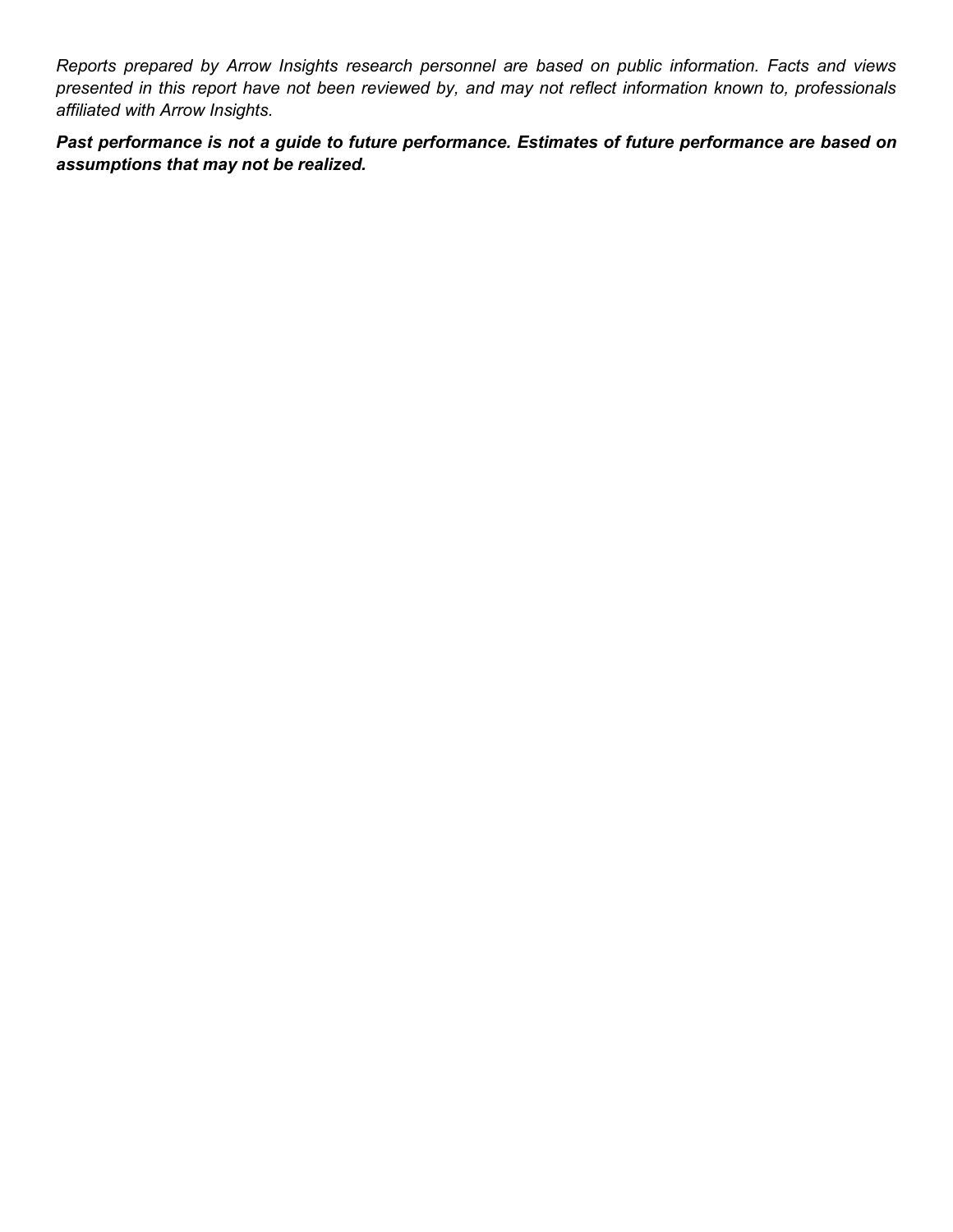*Reports prepared by Arrow Insights research personnel are based on public information. Facts and views presented in this report have not been reviewed by, and may not reflect information known to, professionals affiliated with Arrow Insights.*

***Past performance is not a guide to future performance. Estimates of future performance are based on assumptions that may not be realized.***